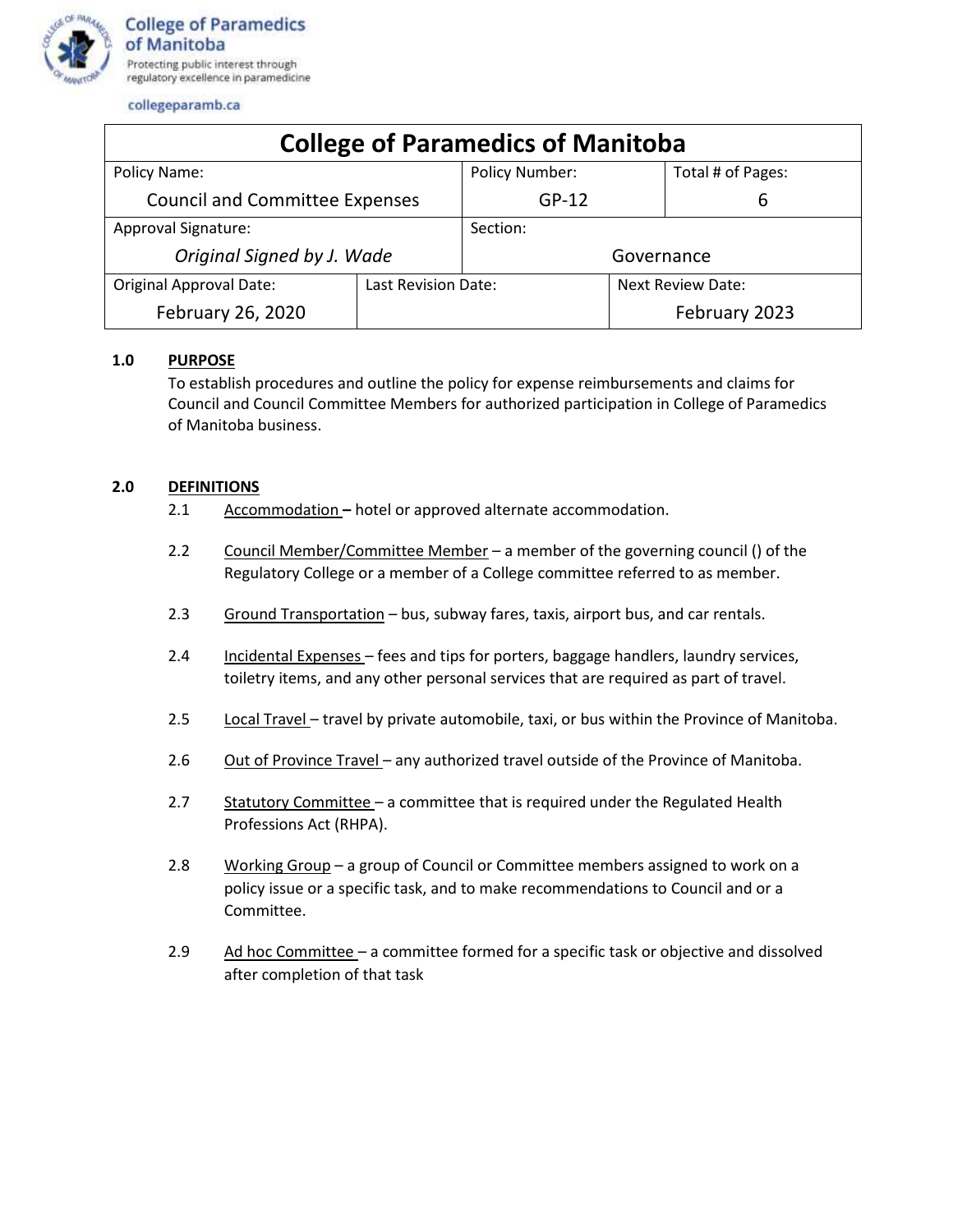College of Paramedics of Manitoba
Protecting public interest through regulatory excellence in paramedicine

collegeparamb.ca

| College of Paramedics of Manitoba | | | |
|---|---|---|---|
| Policy Name: Council and Committee Expenses | | Policy Number: GP-12 | Total # of Pages: 6 |
| Approval Signature: *Original Signed by J. Wade* | | Section: Governance | |
| Original Approval Date: February 26, 2020 | Last Revision Date: | | Next Review Date: February 2023 |

## 1.0 PURPOSE

To establish procedures and outline the policy for expense reimbursements and claims for Council and Council Committee Members for authorized participation in College of Paramedics of Manitoba business.

## 2.0 DEFINITIONS

2.1 Accommodation **–** hotel or approved alternate accommodation.

2.2 Council Member/Committee Member – a member of the governing council () of the Regulatory College or a member of a College committee referred to as member.

2.3 Ground Transportation – bus, subway fares, taxis, airport bus, and car rentals.

2.4 Incidental Expenses – fees and tips for porters, baggage handlers, laundry services, toiletry items, and any other personal services that are required as part of travel.

2.5 Local Travel – travel by private automobile, taxi, or bus within the Province of Manitoba.

2.6 Out of Province Travel – any authorized travel outside of the Province of Manitoba.

2.7 Statutory Committee – a committee that is required under the Regulated Health Professions Act (RHPA).

2.8 Working Group – a group of Council or Committee members assigned to work on a policy issue or a specific task, and to make recommendations to Council and or a Committee.

2.9 Ad hoc Committee – a committee formed for a specific task or objective and dissolved after completion of that task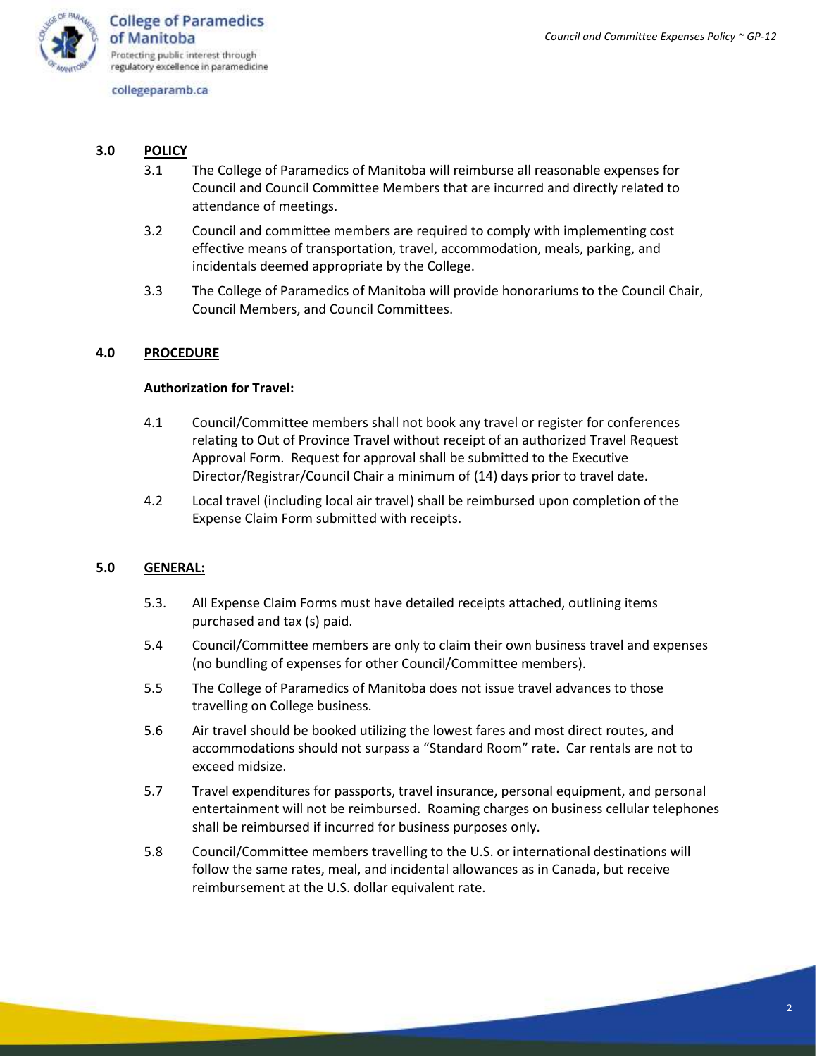## 3.0 POLICY

3.1 The College of Paramedics of Manitoba will reimburse all reasonable expenses for Council and Council Committee Members that are incurred and directly related to attendance of meetings.

3.2 Council and committee members are required to comply with implementing cost effective means of transportation, travel, accommodation, meals, parking, and incidentals deemed appropriate by the College.

3.3 The College of Paramedics of Manitoba will provide honorariums to the Council Chair, Council Members, and Council Committees.

## 4.0 PROCEDURE

**Authorization for Travel:**

4.1 Council/Committee members shall not book any travel or register for conferences relating to Out of Province Travel without receipt of an authorized Travel Request Approval Form. Request for approval shall be submitted to the Executive Director/Registrar/Council Chair a minimum of (14) days prior to travel date.

4.2 Local travel (including local air travel) shall be reimbursed upon completion of the Expense Claim Form submitted with receipts.

## 5.0 GENERAL:

5.3. All Expense Claim Forms must have detailed receipts attached, outlining items purchased and tax (s) paid.

5.4 Council/Committee members are only to claim their own business travel and expenses (no bundling of expenses for other Council/Committee members).

5.5 The College of Paramedics of Manitoba does not issue travel advances to those travelling on College business.

5.6 Air travel should be booked utilizing the lowest fares and most direct routes, and accommodations should not surpass a "Standard Room" rate. Car rentals are not to exceed midsize.

5.7 Travel expenditures for passports, travel insurance, personal equipment, and personal entertainment will not be reimbursed. Roaming charges on business cellular telephones shall be reimbursed if incurred for business purposes only.

5.8 Council/Committee members travelling to the U.S. or international destinations will follow the same rates, meal, and incidental allowances as in Canada, but receive reimbursement at the U.S. dollar equivalent rate.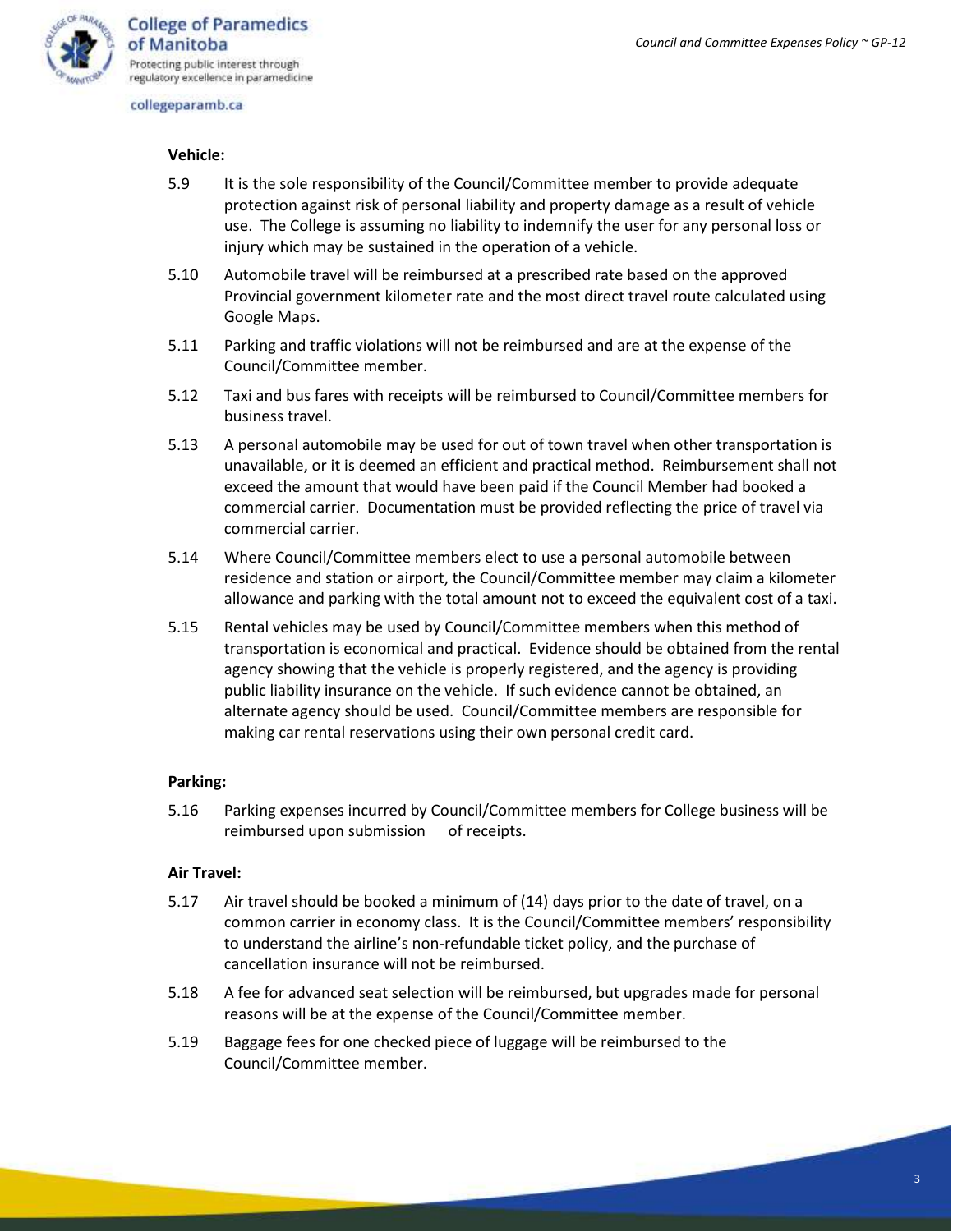**Vehicle:**

5.9 It is the sole responsibility of the Council/Committee member to provide adequate protection against risk of personal liability and property damage as a result of vehicle use. The College is assuming no liability to indemnify the user for any personal loss or injury which may be sustained in the operation of a vehicle.

5.10 Automobile travel will be reimbursed at a prescribed rate based on the approved Provincial government kilometer rate and the most direct travel route calculated using Google Maps.

5.11 Parking and traffic violations will not be reimbursed and are at the expense of the Council/Committee member.

5.12 Taxi and bus fares with receipts will be reimbursed to Council/Committee members for business travel.

5.13 A personal automobile may be used for out of town travel when other transportation is unavailable, or it is deemed an efficient and practical method. Reimbursement shall not exceed the amount that would have been paid if the Council Member had booked a commercial carrier. Documentation must be provided reflecting the price of travel via commercial carrier.

5.14 Where Council/Committee members elect to use a personal automobile between residence and station or airport, the Council/Committee member may claim a kilometer allowance and parking with the total amount not to exceed the equivalent cost of a taxi.

5.15 Rental vehicles may be used by Council/Committee members when this method of transportation is economical and practical. Evidence should be obtained from the rental agency showing that the vehicle is properly registered, and the agency is providing public liability insurance on the vehicle. If such evidence cannot be obtained, an alternate agency should be used. Council/Committee members are responsible for making car rental reservations using their own personal credit card.

**Parking:**

5.16 Parking expenses incurred by Council/Committee members for College business will be reimbursed upon submission of receipts.

**Air Travel:**

5.17 Air travel should be booked a minimum of (14) days prior to the date of travel, on a common carrier in economy class. It is the Council/Committee members' responsibility to understand the airline's non-refundable ticket policy, and the purchase of cancellation insurance will not be reimbursed.

5.18 A fee for advanced seat selection will be reimbursed, but upgrades made for personal reasons will be at the expense of the Council/Committee member.

5.19 Baggage fees for one checked piece of luggage will be reimbursed to the Council/Committee member.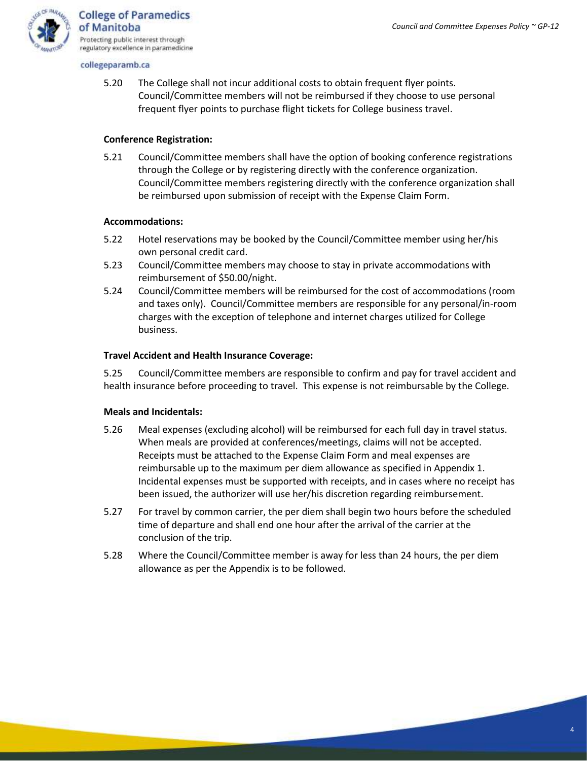5.20 The College shall not incur additional costs to obtain frequent flyer points. Council/Committee members will not be reimbursed if they choose to use personal frequent flyer points to purchase flight tickets for College business travel.

**Conference Registration:**

5.21 Council/Committee members shall have the option of booking conference registrations through the College or by registering directly with the conference organization. Council/Committee members registering directly with the conference organization shall be reimbursed upon submission of receipt with the Expense Claim Form.

**Accommodations:**

5.22 Hotel reservations may be booked by the Council/Committee member using her/his own personal credit card.

5.23 Council/Committee members may choose to stay in private accommodations with reimbursement of $50.00/night.

5.24 Council/Committee members will be reimbursed for the cost of accommodations (room and taxes only). Council/Committee members are responsible for any personal/in-room charges with the exception of telephone and internet charges utilized for College business.

**Travel Accident and Health Insurance Coverage:**

5.25 Council/Committee members are responsible to confirm and pay for travel accident and health insurance before proceeding to travel. This expense is not reimbursable by the College.

**Meals and Incidentals:**

5.26 Meal expenses (excluding alcohol) will be reimbursed for each full day in travel status. When meals are provided at conferences/meetings, claims will not be accepted. Receipts must be attached to the Expense Claim Form and meal expenses are reimbursable up to the maximum per diem allowance as specified in Appendix 1. Incidental expenses must be supported with receipts, and in cases where no receipt has been issued, the authorizer will use her/his discretion regarding reimbursement.

5.27 For travel by common carrier, the per diem shall begin two hours before the scheduled time of departure and shall end one hour after the arrival of the carrier at the conclusion of the trip.

5.28 Where the Council/Committee member is away for less than 24 hours, the per diem allowance as per the Appendix is to be followed.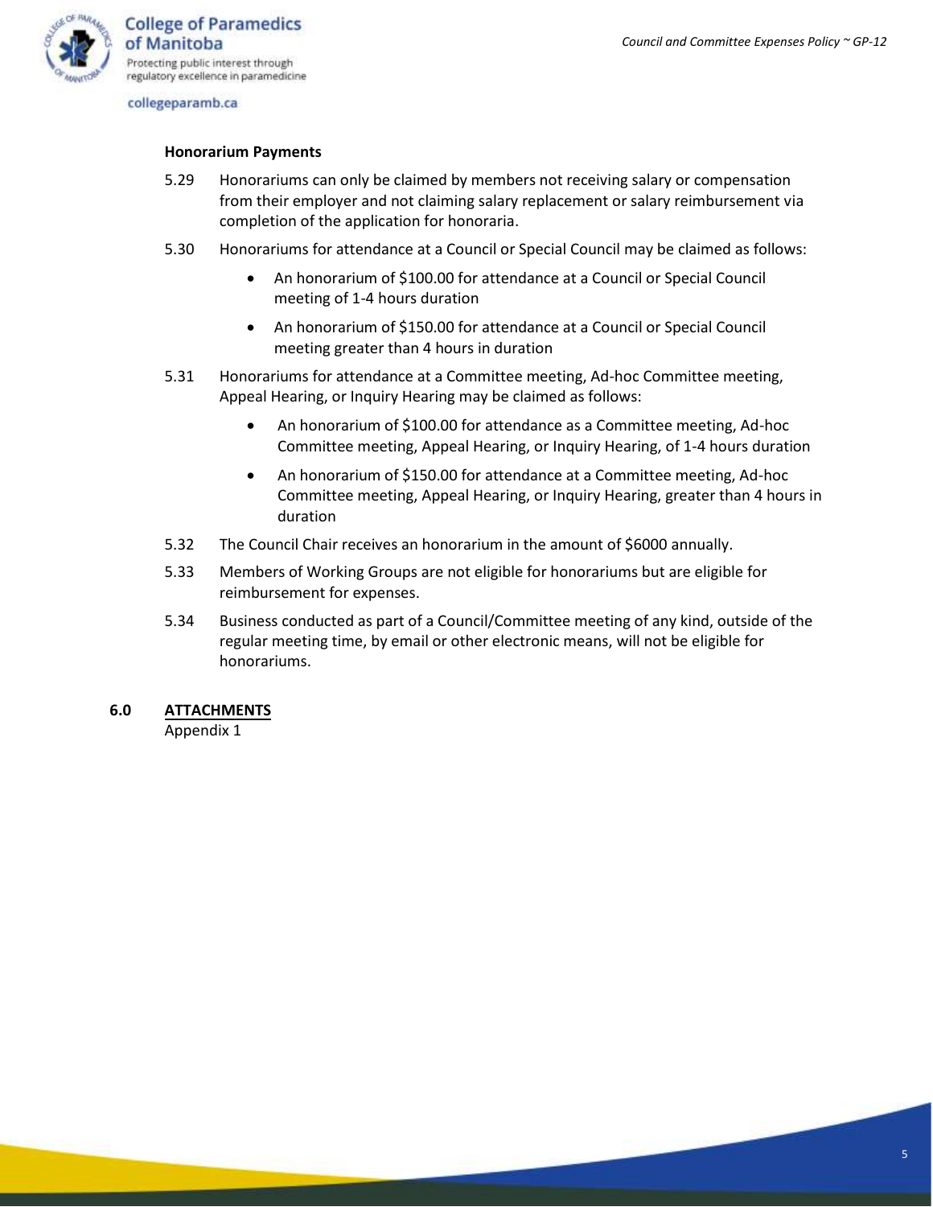**Honorarium Payments**

5.29 Honorariums can only be claimed by members not receiving salary or compensation from their employer and not claiming salary replacement or salary reimbursement via completion of the application for honoraria.

5.30 Honorariums for attendance at a Council or Special Council may be claimed as follows:

- An honorarium of $100.00 for attendance at a Council or Special Council meeting of 1-4 hours duration
- An honorarium of $150.00 for attendance at a Council or Special Council meeting greater than 4 hours in duration

5.31 Honorariums for attendance at a Committee meeting, Ad-hoc Committee meeting, Appeal Hearing, or Inquiry Hearing may be claimed as follows:

- An honorarium of $100.00 for attendance as a Committee meeting, Ad-hoc Committee meeting, Appeal Hearing, or Inquiry Hearing, of 1-4 hours duration
- An honorarium of $150.00 for attendance at a Committee meeting, Ad-hoc Committee meeting, Appeal Hearing, or Inquiry Hearing, greater than 4 hours in duration

5.32 The Council Chair receives an honorarium in the amount of $6000 annually.

5.33 Members of Working Groups are not eligible for honorariums but are eligible for reimbursement for expenses.

5.34 Business conducted as part of a Council/Committee meeting of any kind, outside of the regular meeting time, by email or other electronic means, will not be eligible for honorariums.

## 6.0 ATTACHMENTS

Appendix 1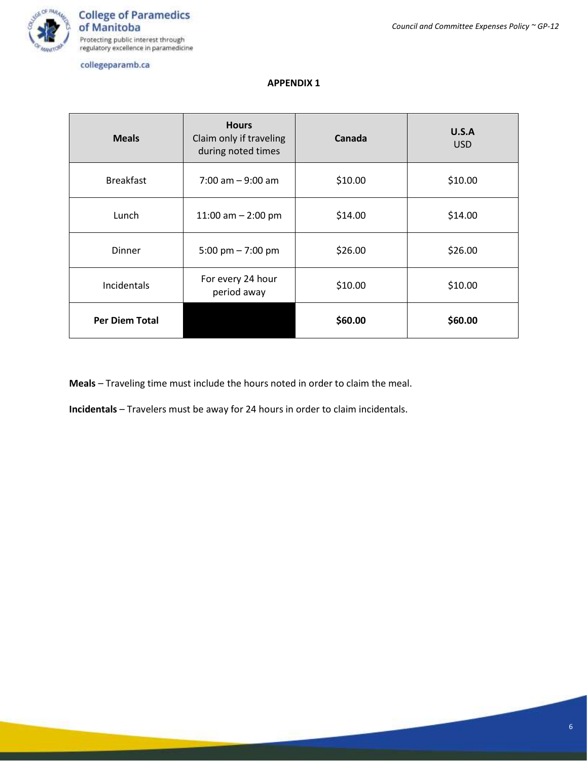**APPENDIX 1**

| Meals | Hours<br>Claim only if traveling during noted times | Canada | U.S.A<br>USD |
|---|---|---|---|
| Breakfast | 7:00 am – 9:00 am | $10.00 | $10.00 |
| Lunch | 11:00 am – 2:00 pm | $14.00 | $14.00 |
| Dinner | 5:00 pm – 7:00 pm | $26.00 | $26.00 |
| Incidentals | For every 24 hour period away | $10.00 | $10.00 |
| **Per Diem Total** | | **$60.00** | **$60.00** |

**Meals** – Traveling time must include the hours noted in order to claim the meal.

**Incidentals** – Travelers must be away for 24 hours in order to claim incidentals.